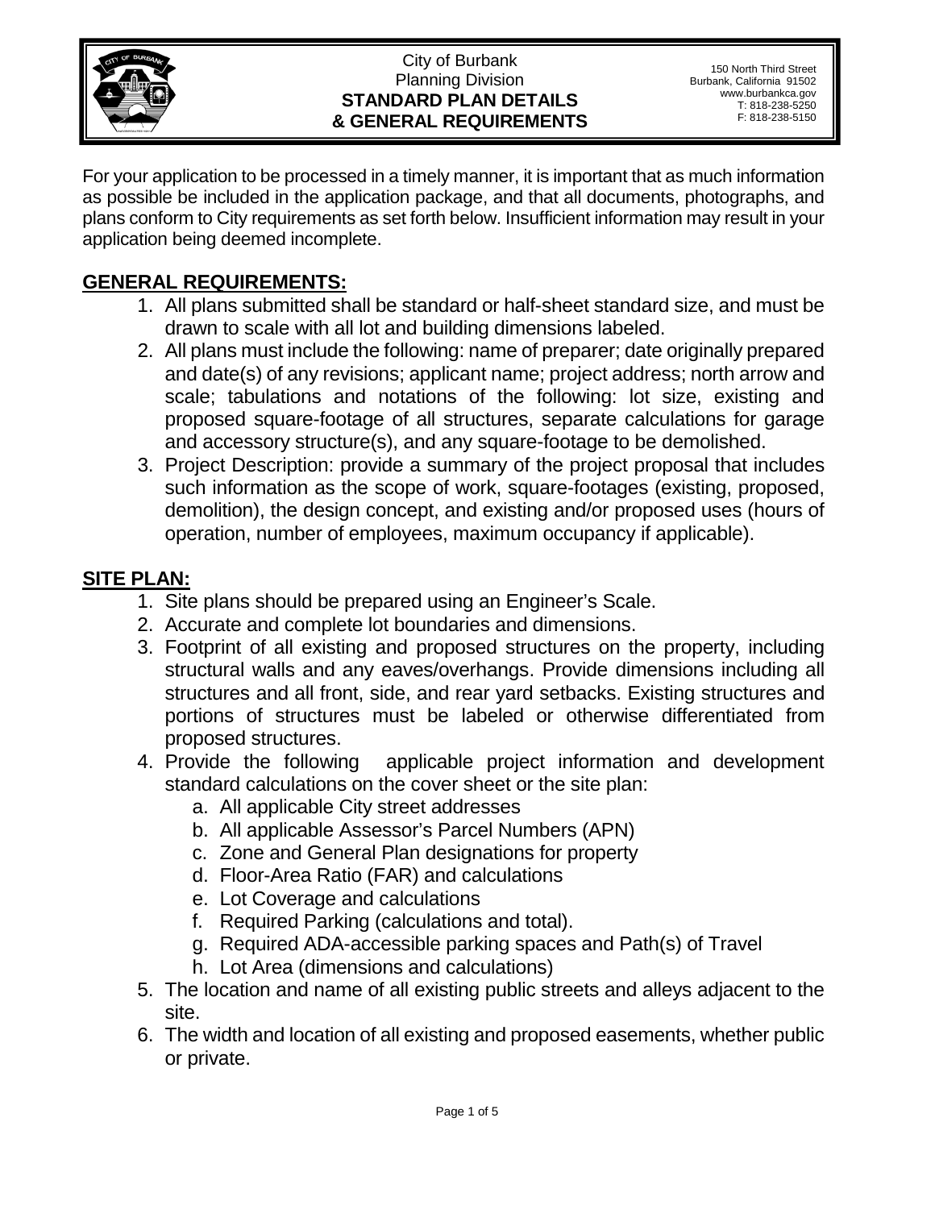City of Burbank
Planning Division
**STANDARD PLAN DETAILS**
**& GENERAL REQUIREMENTS**

150 North Third Street
Burbank, California 91502
www.burbankca.gov
T: 818-238-5250
F: 818-238-5150

For your application to be processed in a timely manner, it is important that as much information as possible be included in the application package, and that all documents, photographs, and plans conform to City requirements as set forth below. Insufficient information may result in your application being deemed incomplete.

## GENERAL REQUIREMENTS:

1. All plans submitted shall be standard or half-sheet standard size, and must be drawn to scale with all lot and building dimensions labeled.
2. All plans must include the following: name of preparer; date originally prepared and date(s) of any revisions; applicant name; project address; north arrow and scale; tabulations and notations of the following: lot size, existing and proposed square-footage of all structures, separate calculations for garage and accessory structure(s), and any square-footage to be demolished.
3. Project Description: provide a summary of the project proposal that includes such information as the scope of work, square-footages (existing, proposed, demolition), the design concept, and existing and/or proposed uses (hours of operation, number of employees, maximum occupancy if applicable).

## SITE PLAN:

1. Site plans should be prepared using an Engineer's Scale.
2. Accurate and complete lot boundaries and dimensions.
3. Footprint of all existing and proposed structures on the property, including structural walls and any eaves/overhangs. Provide dimensions including all structures and all front, side, and rear yard setbacks. Existing structures and portions of structures must be labeled or otherwise differentiated from proposed structures.
4. Provide the following applicable project information and development standard calculations on the cover sheet or the site plan:
   a. All applicable City street addresses
   b. All applicable Assessor's Parcel Numbers (APN)
   c. Zone and General Plan designations for property
   d. Floor-Area Ratio (FAR) and calculations
   e. Lot Coverage and calculations
   f. Required Parking (calculations and total).
   g. Required ADA-accessible parking spaces and Path(s) of Travel
   h. Lot Area (dimensions and calculations)
5. The location and name of all existing public streets and alleys adjacent to the site.
6. The width and location of all existing and proposed easements, whether public or private.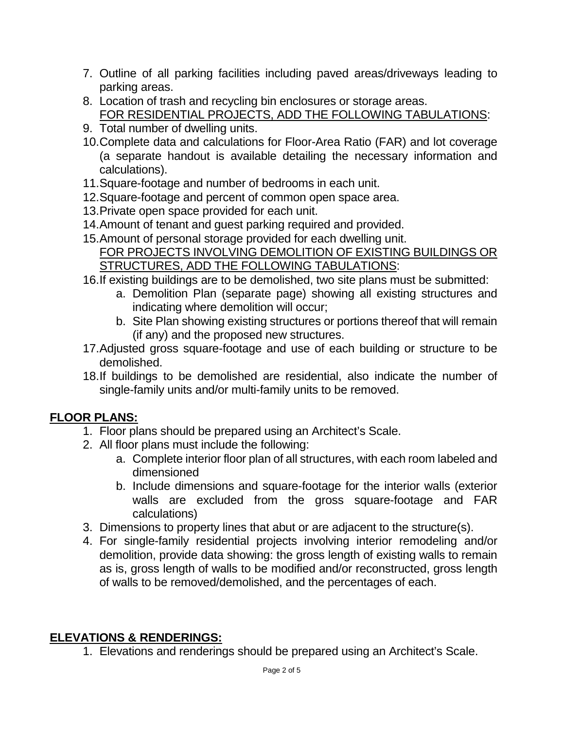7. Outline of all parking facilities including paved areas/driveways leading to parking areas.
8. Location of trash and recycling bin enclosures or storage areas.

<u>FOR RESIDENTIAL PROJECTS, ADD THE FOLLOWING TABULATIONS</u>:

9. Total number of dwelling units.
10. Complete data and calculations for Floor-Area Ratio (FAR) and lot coverage (a separate handout is available detailing the necessary information and calculations).
11. Square-footage and number of bedrooms in each unit.
12. Square-footage and percent of common open space area.
13. Private open space provided for each unit.
14. Amount of tenant and guest parking required and provided.
15. Amount of personal storage provided for each dwelling unit.

<u>FOR PROJECTS INVOLVING DEMOLITION OF EXISTING BUILDINGS OR STRUCTURES, ADD THE FOLLOWING TABULATIONS</u>:

16. If existing buildings are to be demolished, two site plans must be submitted:
    a. Demolition Plan (separate page) showing all existing structures and indicating where demolition will occur;
    b. Site Plan showing existing structures or portions thereof that will remain (if any) and the proposed new structures.
17. Adjusted gross square-footage and use of each building or structure to be demolished.
18. If buildings to be demolished are residential, also indicate the number of single-family units and/or multi-family units to be removed.

## FLOOR PLANS:

1. Floor plans should be prepared using an Architect's Scale.
2. All floor plans must include the following:
    a. Complete interior floor plan of all structures, with each room labeled and dimensioned
    b. Include dimensions and square-footage for the interior walls (exterior walls are excluded from the gross square-footage and FAR calculations)
3. Dimensions to property lines that abut or are adjacent to the structure(s).
4. For single-family residential projects involving interior remodeling and/or demolition, provide data showing: the gross length of existing walls to remain as is, gross length of walls to be modified and/or reconstructed, gross length of walls to be removed/demolished, and the percentages of each.

## ELEVATIONS & RENDERINGS:

1. Elevations and renderings should be prepared using an Architect's Scale.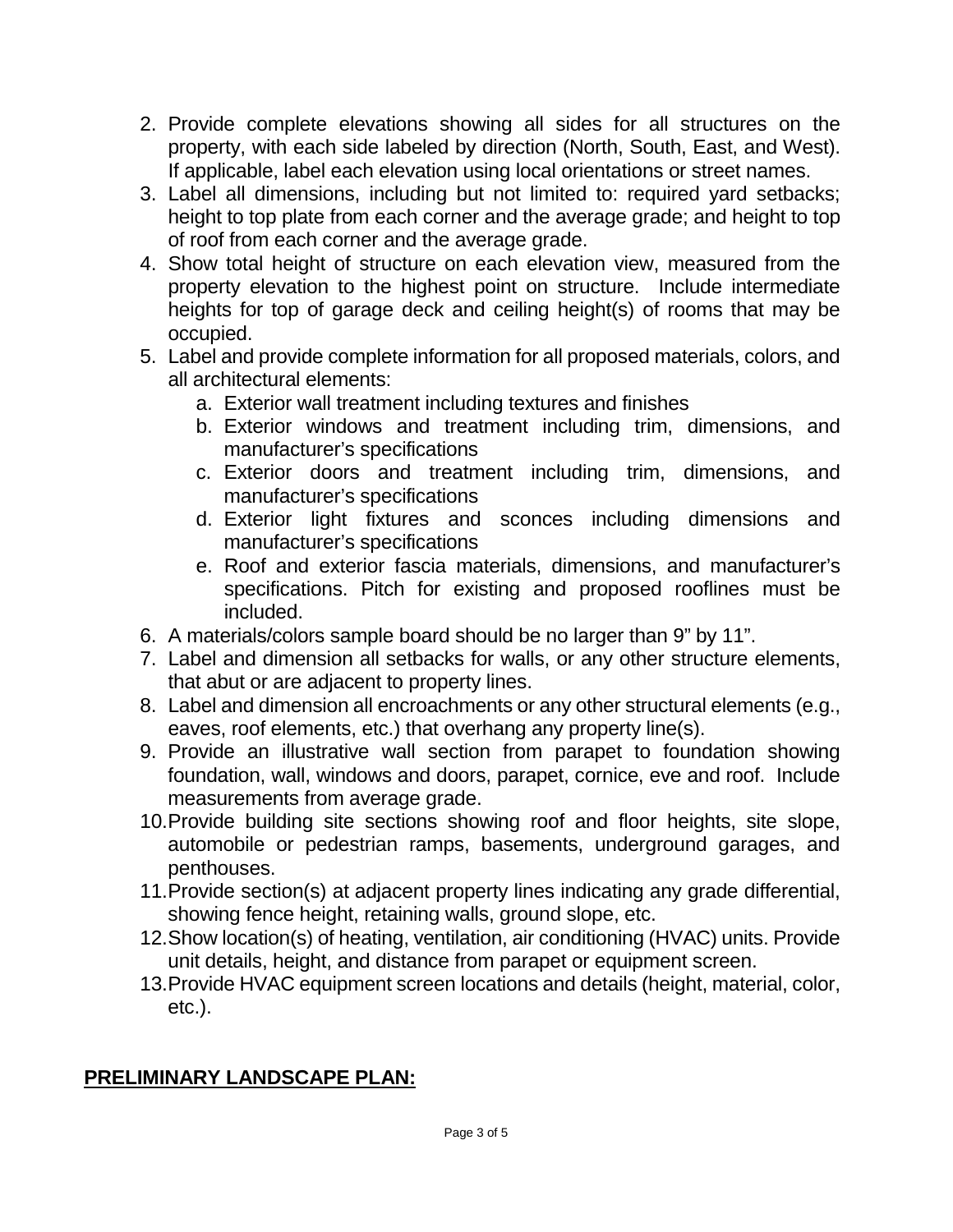2. Provide complete elevations showing all sides for all structures on the property, with each side labeled by direction (North, South, East, and West). If applicable, label each elevation using local orientations or street names.
3. Label all dimensions, including but not limited to: required yard setbacks; height to top plate from each corner and the average grade; and height to top of roof from each corner and the average grade.
4. Show total height of structure on each elevation view, measured from the property elevation to the highest point on structure. Include intermediate heights for top of garage deck and ceiling height(s) of rooms that may be occupied.
5. Label and provide complete information for all proposed materials, colors, and all architectural elements:
   a. Exterior wall treatment including textures and finishes
   b. Exterior windows and treatment including trim, dimensions, and manufacturer's specifications
   c. Exterior doors and treatment including trim, dimensions, and manufacturer's specifications
   d. Exterior light fixtures and sconces including dimensions and manufacturer's specifications
   e. Roof and exterior fascia materials, dimensions, and manufacturer's specifications. Pitch for existing and proposed rooflines must be included.
6. A materials/colors sample board should be no larger than 9" by 11".
7. Label and dimension all setbacks for walls, or any other structure elements, that abut or are adjacent to property lines.
8. Label and dimension all encroachments or any other structural elements (e.g., eaves, roof elements, etc.) that overhang any property line(s).
9. Provide an illustrative wall section from parapet to foundation showing foundation, wall, windows and doors, parapet, cornice, eve and roof. Include measurements from average grade.
10. Provide building site sections showing roof and floor heights, site slope, automobile or pedestrian ramps, basements, underground garages, and penthouses.
11. Provide section(s) at adjacent property lines indicating any grade differential, showing fence height, retaining walls, ground slope, etc.
12. Show location(s) of heating, ventilation, air conditioning (HVAC) units. Provide unit details, height, and distance from parapet or equipment screen.
13. Provide HVAC equipment screen locations and details (height, material, color, etc.).

**PRELIMINARY LANDSCAPE PLAN:**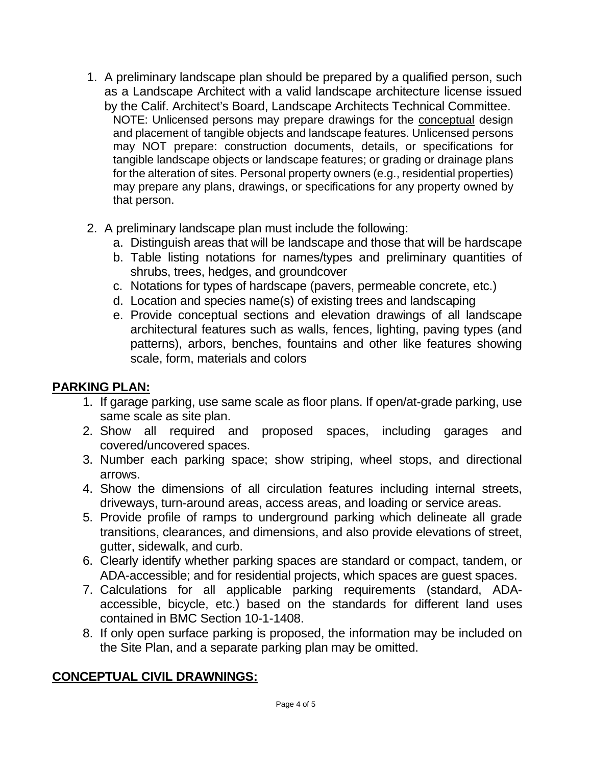1. A preliminary landscape plan should be prepared by a qualified person, such as a Landscape Architect with a valid landscape architecture license issued by the Calif. Architect's Board, Landscape Architects Technical Committee.
   NOTE: Unlicensed persons may prepare drawings for the <u>conceptual</u> design and placement of tangible objects and landscape features. Unlicensed persons may NOT prepare: construction documents, details, or specifications for tangible landscape objects or landscape features; or grading or drainage plans for the alteration of sites. Personal property owners (e.g., residential properties) may prepare any plans, drawings, or specifications for any property owned by that person.

2. A preliminary landscape plan must include the following:
   a. Distinguish areas that will be landscape and those that will be hardscape
   b. Table listing notations for names/types and preliminary quantities of shrubs, trees, hedges, and groundcover
   c. Notations for types of hardscape (pavers, permeable concrete, etc.)
   d. Location and species name(s) of existing trees and landscaping
   e. Provide conceptual sections and elevation drawings of all landscape architectural features such as walls, fences, lighting, paving types (and patterns), arbors, benches, fountains and other like features showing scale, form, materials and colors

## PARKING PLAN:

1. If garage parking, use same scale as floor plans. If open/at-grade parking, use same scale as site plan.
2. Show all required and proposed spaces, including garages and covered/uncovered spaces.
3. Number each parking space; show striping, wheel stops, and directional arrows.
4. Show the dimensions of all circulation features including internal streets, driveways, turn-around areas, access areas, and loading or service areas.
5. Provide profile of ramps to underground parking which delineate all grade transitions, clearances, and dimensions, and also provide elevations of street, gutter, sidewalk, and curb.
6. Clearly identify whether parking spaces are standard or compact, tandem, or ADA-accessible; and for residential projects, which spaces are guest spaces.
7. Calculations for all applicable parking requirements (standard, ADA-accessible, bicycle, etc.) based on the standards for different land uses contained in BMC Section 10-1-1408.
8. If only open surface parking is proposed, the information may be included on the Site Plan, and a separate parking plan may be omitted.

## CONCEPTUAL CIVIL DRAWNINGS: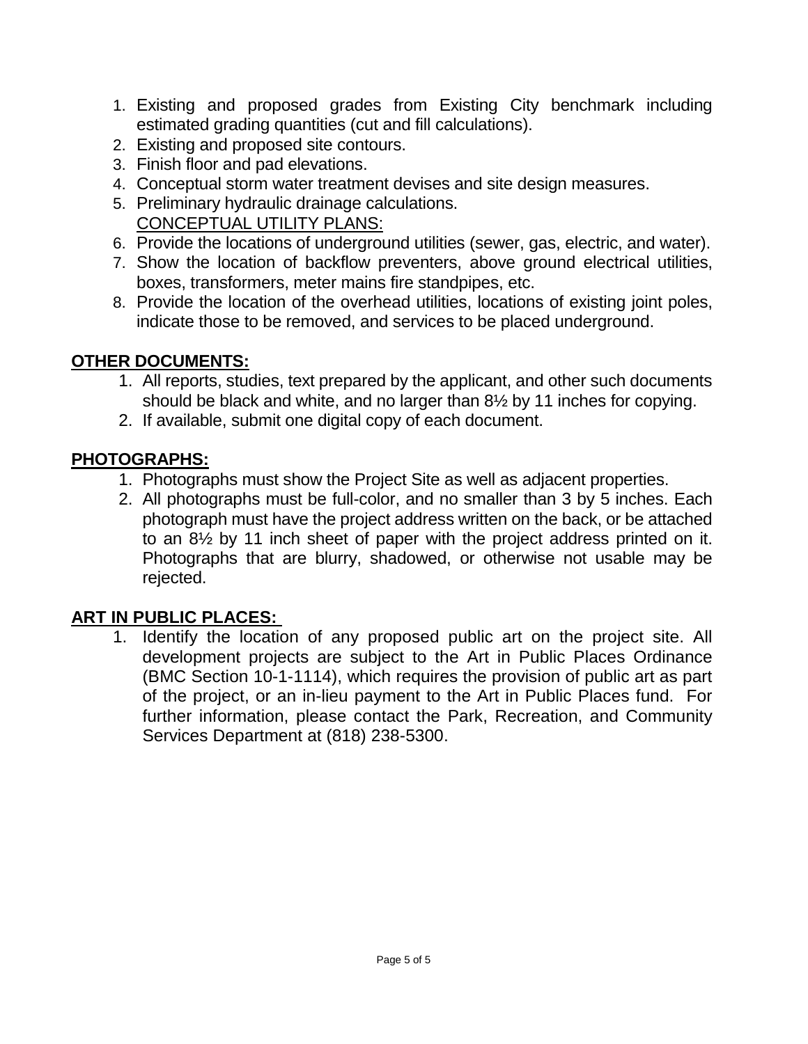1. Existing and proposed grades from Existing City benchmark including estimated grading quantities (cut and fill calculations).
2. Existing and proposed site contours.
3. Finish floor and pad elevations.
4. Conceptual storm water treatment devises and site design measures.
5. Preliminary hydraulic drainage calculations.

   <u>CONCEPTUAL UTILITY PLANS:</u>

6. Provide the locations of underground utilities (sewer, gas, electric, and water).
7. Show the location of backflow preventers, above ground electrical utilities, boxes, transformers, meter mains fire standpipes, etc.
8. Provide the location of the overhead utilities, locations of existing joint poles, indicate those to be removed, and services to be placed underground.

## OTHER DOCUMENTS:

1. All reports, studies, text prepared by the applicant, and other such documents should be black and white, and no larger than 8½ by 11 inches for copying.
2. If available, submit one digital copy of each document.

## PHOTOGRAPHS:

1. Photographs must show the Project Site as well as adjacent properties.
2. All photographs must be full-color, and no smaller than 3 by 5 inches. Each photograph must have the project address written on the back, or be attached to an 8½ by 11 inch sheet of paper with the project address printed on it. Photographs that are blurry, shadowed, or otherwise not usable may be rejected.

## ART IN PUBLIC PLACES:

1. Identify the location of any proposed public art on the project site. All development projects are subject to the Art in Public Places Ordinance (BMC Section 10-1-1114), which requires the provision of public art as part of the project, or an in-lieu payment to the Art in Public Places fund. For further information, please contact the Park, Recreation, and Community Services Department at (818) 238-5300.